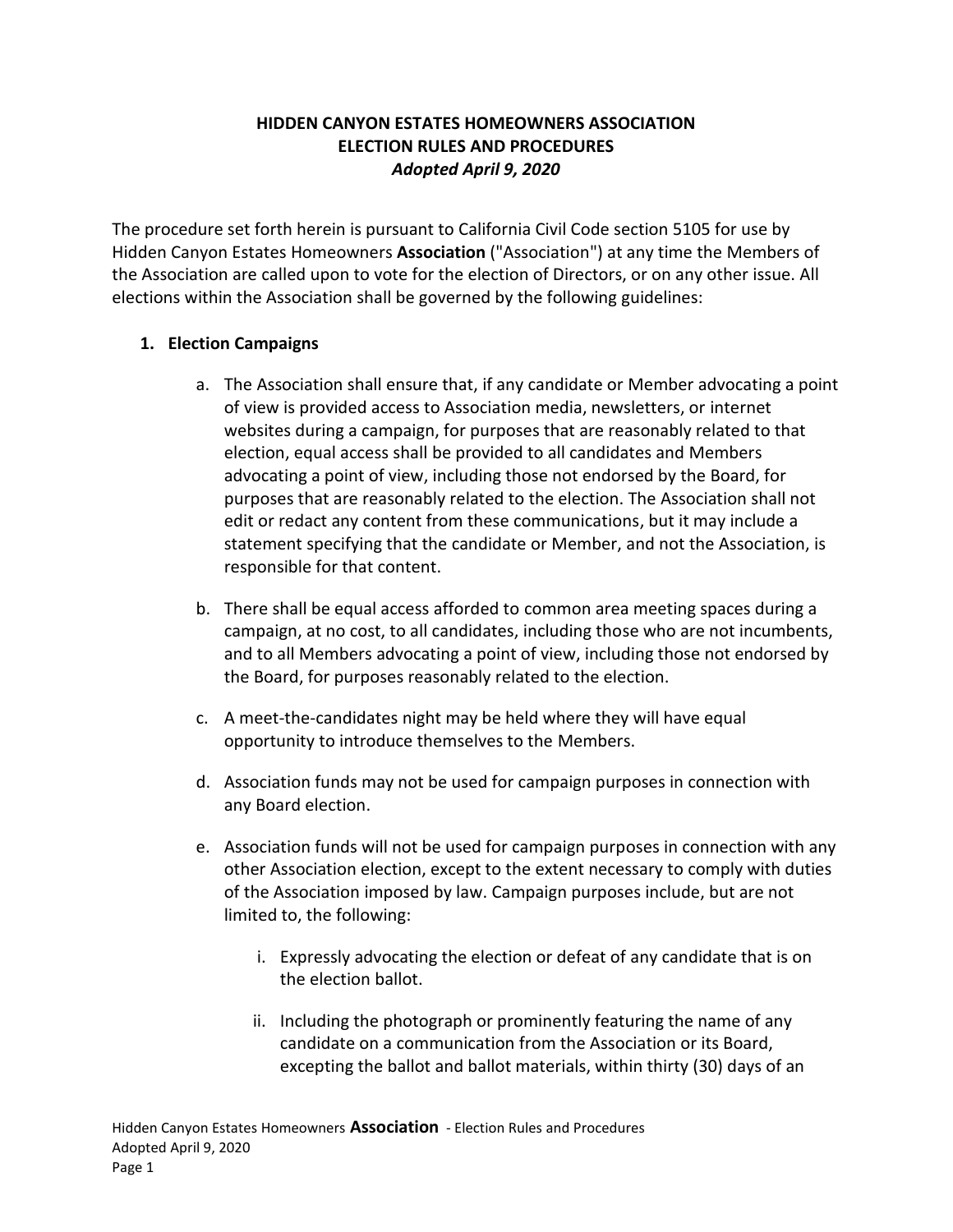# HIDDEN CANYON ESTATES HOMEOWNERS ASSOCIATION
# ELECTION RULES AND PROCEDURES
*Adopted April 9, 2020*

The procedure set forth herein is pursuant to California Civil Code section 5105 for use by Hidden Canyon Estates Homeowners **Association** ("Association") at any time the Members of the Association are called upon to vote for the election of Directors, or on any other issue. All elections within the Association shall be governed by the following guidelines:

## 1. Election Campaigns

a. The Association shall ensure that, if any candidate or Member advocating a point of view is provided access to Association media, newsletters, or internet websites during a campaign, for purposes that are reasonably related to that election, equal access shall be provided to all candidates and Members advocating a point of view, including those not endorsed by the Board, for purposes that are reasonably related to the election. The Association shall not edit or redact any content from these communications, but it may include a statement specifying that the candidate or Member, and not the Association, is responsible for that content.

b. There shall be equal access afforded to common area meeting spaces during a campaign, at no cost, to all candidates, including those who are not incumbents, and to all Members advocating a point of view, including those not endorsed by the Board, for purposes reasonably related to the election.

c. A meet-the-candidates night may be held where they will have equal opportunity to introduce themselves to the Members.

d. Association funds may not be used for campaign purposes in connection with any Board election.

e. Association funds will not be used for campaign purposes in connection with any other Association election, except to the extent necessary to comply with duties of the Association imposed by law. Campaign purposes include, but are not limited to, the following:

   i. Expressly advocating the election or defeat of any candidate that is on the election ballot.

   ii. Including the photograph or prominently featuring the name of any candidate on a communication from the Association or its Board, excepting the ballot and ballot materials, within thirty (30) days of an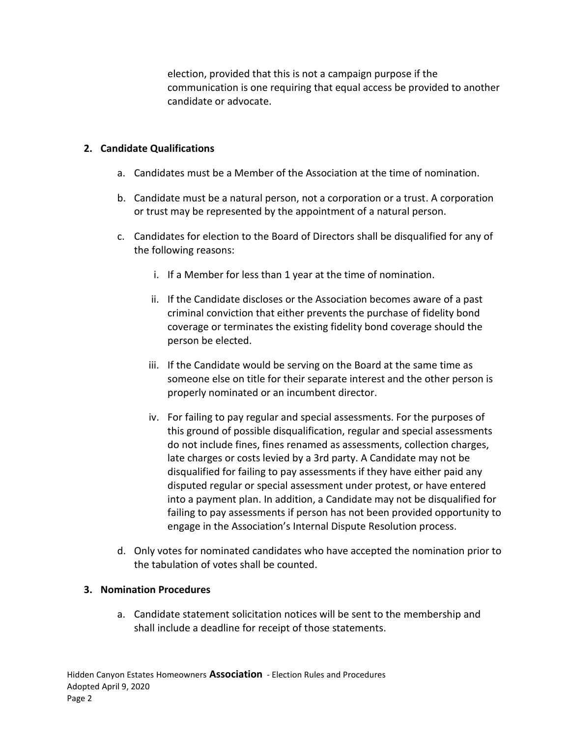election, provided that this is not a campaign purpose if the communication is one requiring that equal access be provided to another candidate or advocate.

**2. Candidate Qualifications**

a. Candidates must be a Member of the Association at the time of nomination.

b. Candidate must be a natural person, not a corporation or a trust. A corporation or trust may be represented by the appointment of a natural person.

c. Candidates for election to the Board of Directors shall be disqualified for any of the following reasons:

   i. If a Member for less than 1 year at the time of nomination.

   ii. If the Candidate discloses or the Association becomes aware of a past criminal conviction that either prevents the purchase of fidelity bond coverage or terminates the existing fidelity bond coverage should the person be elected.

   iii. If the Candidate would be serving on the Board at the same time as someone else on title for their separate interest and the other person is properly nominated or an incumbent director.

   iv. For failing to pay regular and special assessments. For the purposes of this ground of possible disqualification, regular and special assessments do not include fines, fines renamed as assessments, collection charges, late charges or costs levied by a 3rd party. A Candidate may not be disqualified for failing to pay assessments if they have either paid any disputed regular or special assessment under protest, or have entered into a payment plan. In addition, a Candidate may not be disqualified for failing to pay assessments if person has not been provided opportunity to engage in the Association's Internal Dispute Resolution process.

d. Only votes for nominated candidates who have accepted the nomination prior to the tabulation of votes shall be counted.

**3. Nomination Procedures**

a. Candidate statement solicitation notices will be sent to the membership and shall include a deadline for receipt of those statements.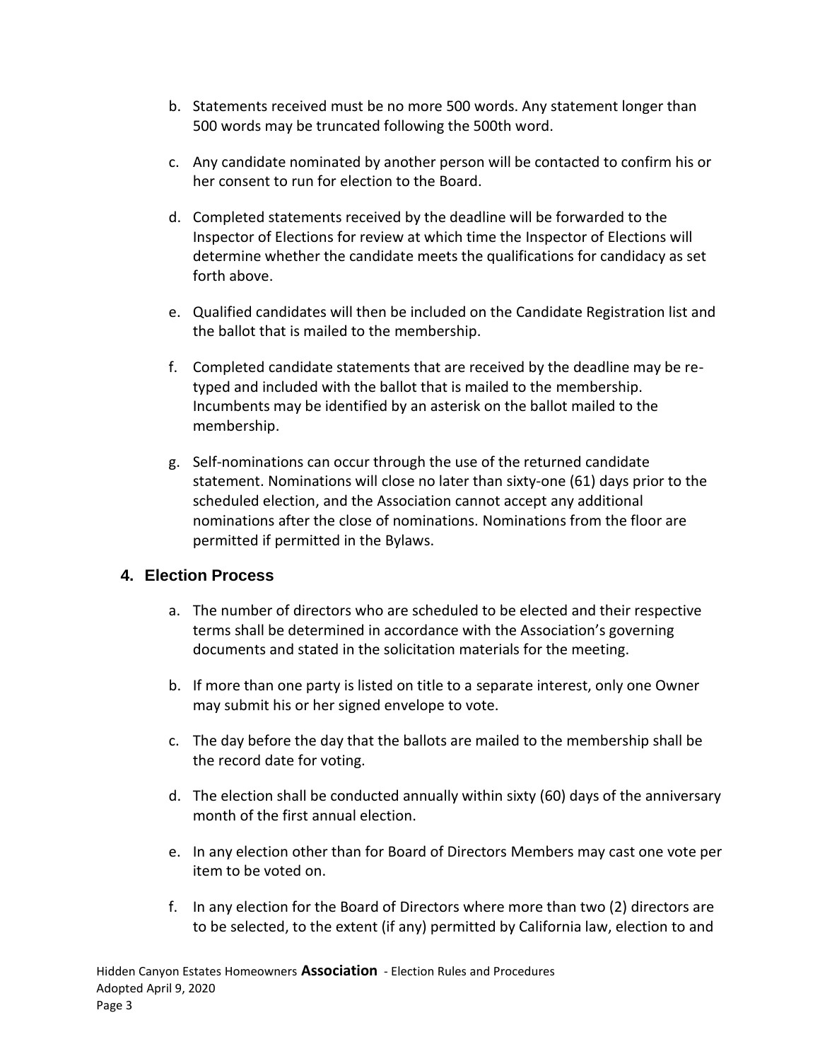b. Statements received must be no more 500 words. Any statement longer than 500 words may be truncated following the 500th word.

c. Any candidate nominated by another person will be contacted to confirm his or her consent to run for election to the Board.

d. Completed statements received by the deadline will be forwarded to the Inspector of Elections for review at which time the Inspector of Elections will determine whether the candidate meets the qualifications for candidacy as set forth above.

e. Qualified candidates will then be included on the Candidate Registration list and the ballot that is mailed to the membership.

f. Completed candidate statements that are received by the deadline may be re-typed and included with the ballot that is mailed to the membership. Incumbents may be identified by an asterisk on the ballot mailed to the membership.

g. Self-nominations can occur through the use of the returned candidate statement. Nominations will close no later than sixty-one (61) days prior to the scheduled election, and the Association cannot accept any additional nominations after the close of nominations. Nominations from the floor are permitted if permitted in the Bylaws.

## 4. Election Process

a. The number of directors who are scheduled to be elected and their respective terms shall be determined in accordance with the Association's governing documents and stated in the solicitation materials for the meeting.

b. If more than one party is listed on title to a separate interest, only one Owner may submit his or her signed envelope to vote.

c. The day before the day that the ballots are mailed to the membership shall be the record date for voting.

d. The election shall be conducted annually within sixty (60) days of the anniversary month of the first annual election.

e. In any election other than for Board of Directors Members may cast one vote per item to be voted on.

f. In any election for the Board of Directors where more than two (2) directors are to be selected, to the extent (if any) permitted by California law, election to and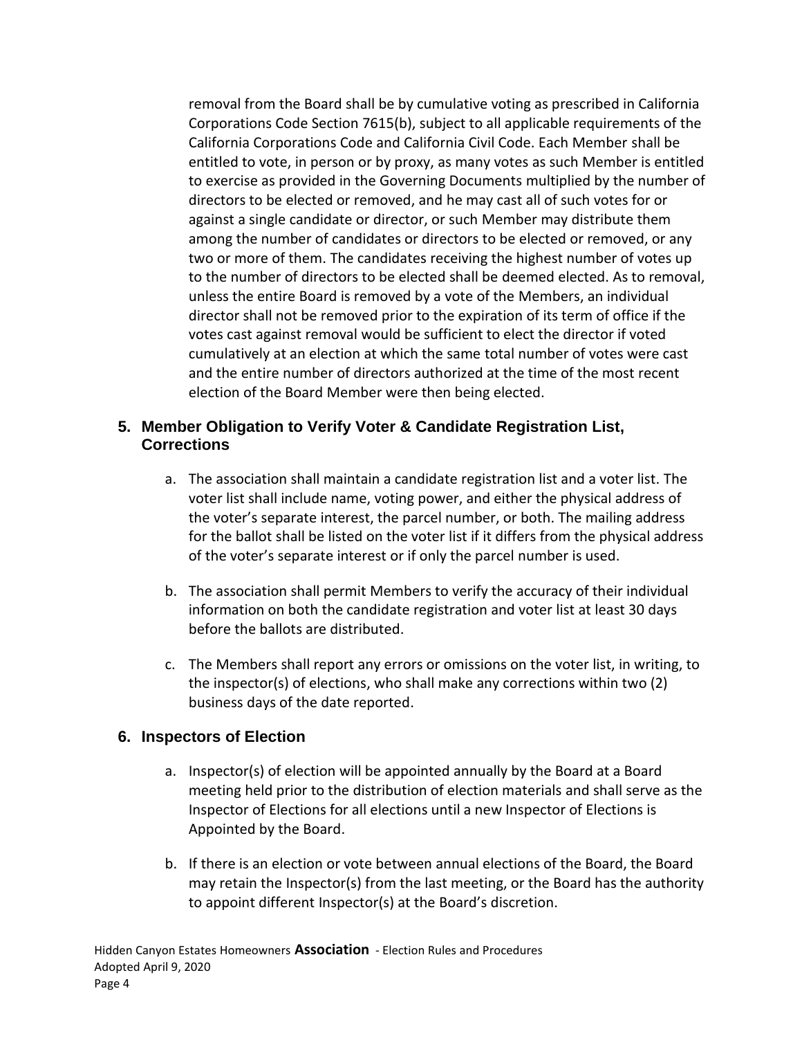removal from the Board shall be by cumulative voting as prescribed in California Corporations Code Section 7615(b), subject to all applicable requirements of the California Corporations Code and California Civil Code. Each Member shall be entitled to vote, in person or by proxy, as many votes as such Member is entitled to exercise as provided in the Governing Documents multiplied by the number of directors to be elected or removed, and he may cast all of such votes for or against a single candidate or director, or such Member may distribute them among the number of candidates or directors to be elected or removed, or any two or more of them. The candidates receiving the highest number of votes up to the number of directors to be elected shall be deemed elected. As to removal, unless the entire Board is removed by a vote of the Members, an individual director shall not be removed prior to the expiration of its term of office if the votes cast against removal would be sufficient to elect the director if voted cumulatively at an election at which the same total number of votes were cast and the entire number of directors authorized at the time of the most recent election of the Board Member were then being elected.

## 5. Member Obligation to Verify Voter & Candidate Registration List, Corrections

a. The association shall maintain a candidate registration list and a voter list. The voter list shall include name, voting power, and either the physical address of the voter's separate interest, the parcel number, or both. The mailing address for the ballot shall be listed on the voter list if it differs from the physical address of the voter's separate interest or if only the parcel number is used.

b. The association shall permit Members to verify the accuracy of their individual information on both the candidate registration and voter list at least 30 days before the ballots are distributed.

c. The Members shall report any errors or omissions on the voter list, in writing, to the inspector(s) of elections, who shall make any corrections within two (2) business days of the date reported.

## 6. Inspectors of Election

a. Inspector(s) of election will be appointed annually by the Board at a Board meeting held prior to the distribution of election materials and shall serve as the Inspector of Elections for all elections until a new Inspector of Elections is Appointed by the Board.

b. If there is an election or vote between annual elections of the Board, the Board may retain the Inspector(s) from the last meeting, or the Board has the authority to appoint different Inspector(s) at the Board's discretion.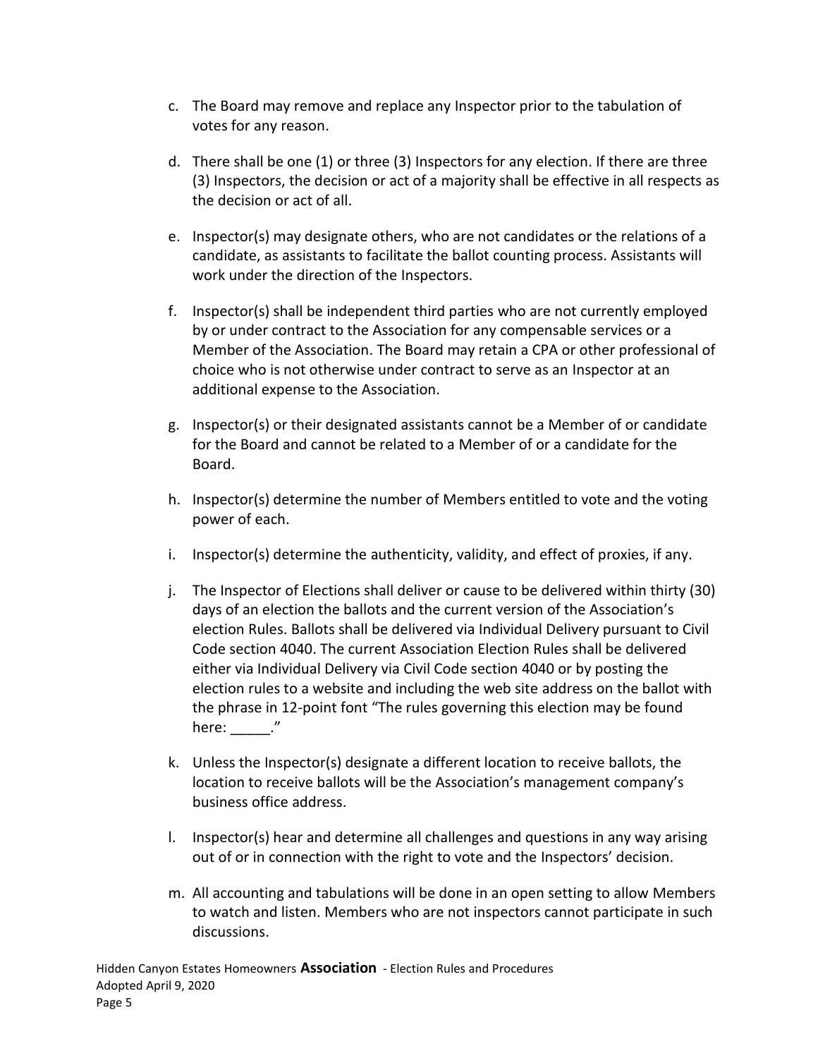c. The Board may remove and replace any Inspector prior to the tabulation of votes for any reason.

d. There shall be one (1) or three (3) Inspectors for any election. If there are three (3) Inspectors, the decision or act of a majority shall be effective in all respects as the decision or act of all.

e. Inspector(s) may designate others, who are not candidates or the relations of a candidate, as assistants to facilitate the ballot counting process. Assistants will work under the direction of the Inspectors.

f. Inspector(s) shall be independent third parties who are not currently employed by or under contract to the Association for any compensable services or a Member of the Association. The Board may retain a CPA or other professional of choice who is not otherwise under contract to serve as an Inspector at an additional expense to the Association.

g. Inspector(s) or their designated assistants cannot be a Member of or candidate for the Board and cannot be related to a Member of or a candidate for the Board.

h. Inspector(s) determine the number of Members entitled to vote and the voting power of each.

i. Inspector(s) determine the authenticity, validity, and effect of proxies, if any.

j. The Inspector of Elections shall deliver or cause to be delivered within thirty (30) days of an election the ballots and the current version of the Association's election Rules. Ballots shall be delivered via Individual Delivery pursuant to Civil Code section 4040. The current Association Election Rules shall be delivered either via Individual Delivery via Civil Code section 4040 or by posting the election rules to a website and including the web site address on the ballot with the phrase in 12-point font "The rules governing this election may be found here: _____."

k. Unless the Inspector(s) designate a different location to receive ballots, the location to receive ballots will be the Association's management company's business office address.

l. Inspector(s) hear and determine all challenges and questions in any way arising out of or in connection with the right to vote and the Inspectors' decision.

m. All accounting and tabulations will be done in an open setting to allow Members to watch and listen. Members who are not inspectors cannot participate in such discussions.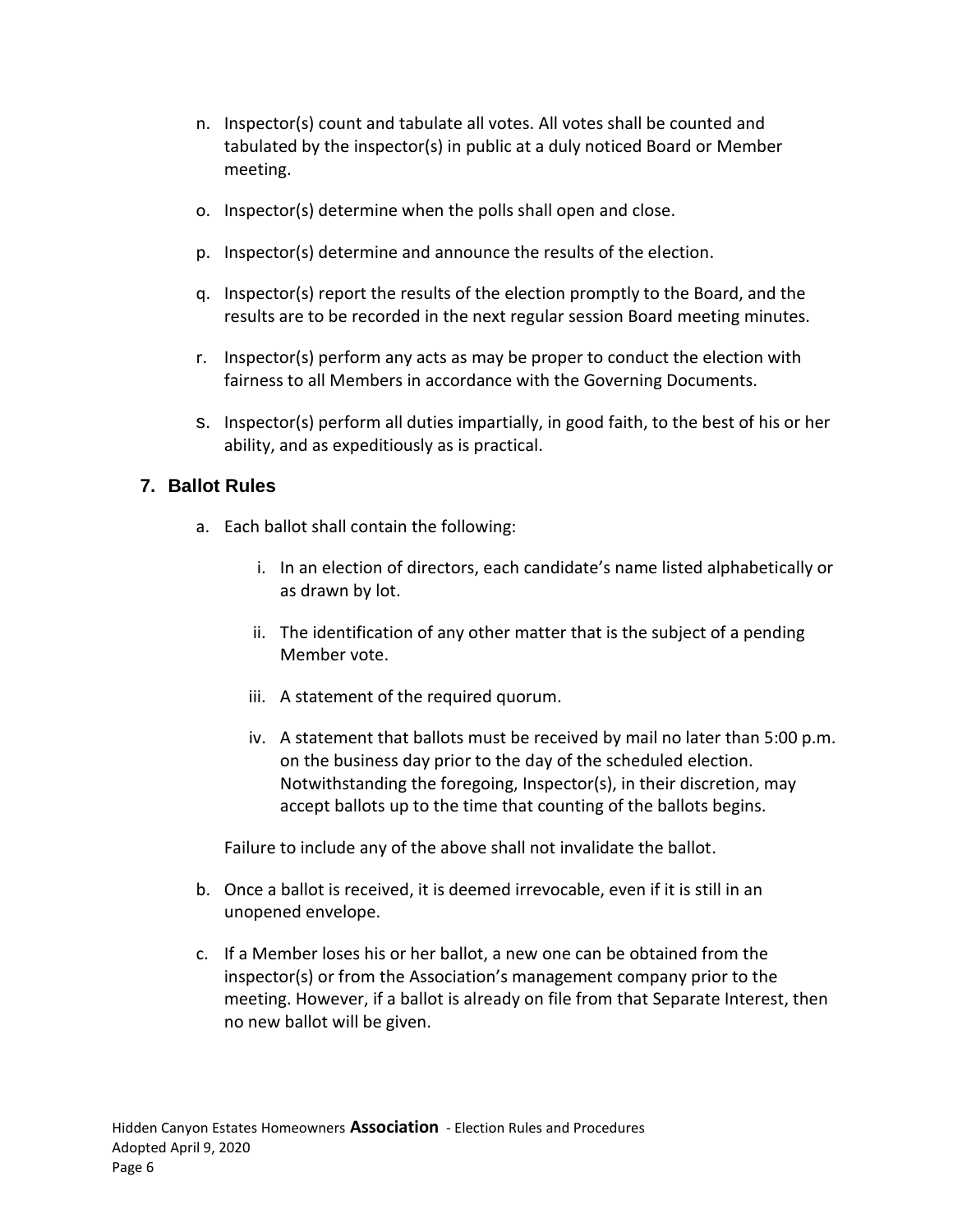n. Inspector(s) count and tabulate all votes. All votes shall be counted and tabulated by the inspector(s) in public at a duly noticed Board or Member meeting.

o. Inspector(s) determine when the polls shall open and close.

p. Inspector(s) determine and announce the results of the election.

q. Inspector(s) report the results of the election promptly to the Board, and the results are to be recorded in the next regular session Board meeting minutes.

r. Inspector(s) perform any acts as may be proper to conduct the election with fairness to all Members in accordance with the Governing Documents.

s. Inspector(s) perform all duties impartially, in good faith, to the best of his or her ability, and as expeditiously as is practical.

## 7. Ballot Rules

a. Each ballot shall contain the following:

   i. In an election of directors, each candidate's name listed alphabetically or as drawn by lot.

   ii. The identification of any other matter that is the subject of a pending Member vote.

   iii. A statement of the required quorum.

   iv. A statement that ballots must be received by mail no later than 5:00 p.m. on the business day prior to the day of the scheduled election. Notwithstanding the foregoing, Inspector(s), in their discretion, may accept ballots up to the time that counting of the ballots begins.

   Failure to include any of the above shall not invalidate the ballot.

b. Once a ballot is received, it is deemed irrevocable, even if it is still in an unopened envelope.

c. If a Member loses his or her ballot, a new one can be obtained from the inspector(s) or from the Association's management company prior to the meeting. However, if a ballot is already on file from that Separate Interest, then no new ballot will be given.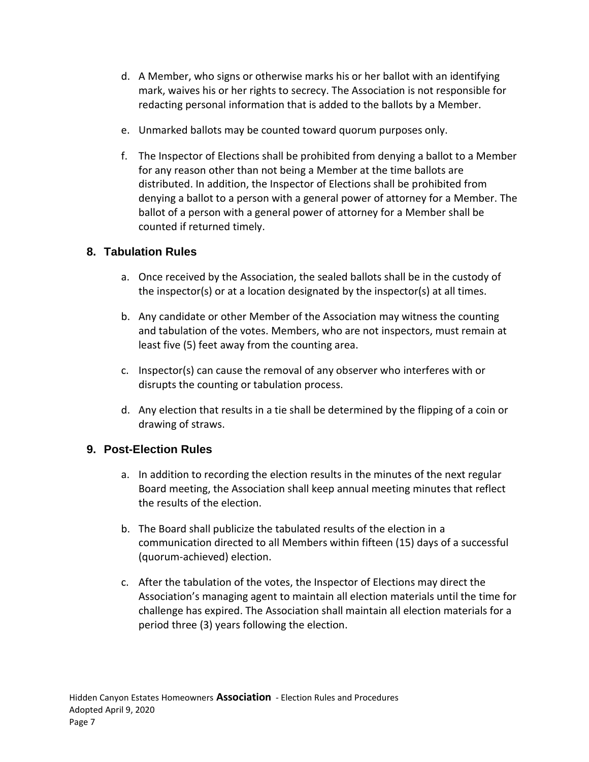d. A Member, who signs or otherwise marks his or her ballot with an identifying mark, waives his or her rights to secrecy. The Association is not responsible for redacting personal information that is added to the ballots by a Member.

e. Unmarked ballots may be counted toward quorum purposes only.

f. The Inspector of Elections shall be prohibited from denying a ballot to a Member for any reason other than not being a Member at the time ballots are distributed. In addition, the Inspector of Elections shall be prohibited from denying a ballot to a person with a general power of attorney for a Member. The ballot of a person with a general power of attorney for a Member shall be counted if returned timely.

## 8. Tabulation Rules

a. Once received by the Association, the sealed ballots shall be in the custody of the inspector(s) or at a location designated by the inspector(s) at all times.

b. Any candidate or other Member of the Association may witness the counting and tabulation of the votes. Members, who are not inspectors, must remain at least five (5) feet away from the counting area.

c. Inspector(s) can cause the removal of any observer who interferes with or disrupts the counting or tabulation process.

d. Any election that results in a tie shall be determined by the flipping of a coin or drawing of straws.

## 9. Post-Election Rules

a. In addition to recording the election results in the minutes of the next regular Board meeting, the Association shall keep annual meeting minutes that reflect the results of the election.

b. The Board shall publicize the tabulated results of the election in a communication directed to all Members within fifteen (15) days of a successful (quorum-achieved) election.

c. After the tabulation of the votes, the Inspector of Elections may direct the Association's managing agent to maintain all election materials until the time for challenge has expired. The Association shall maintain all election materials for a period three (3) years following the election.